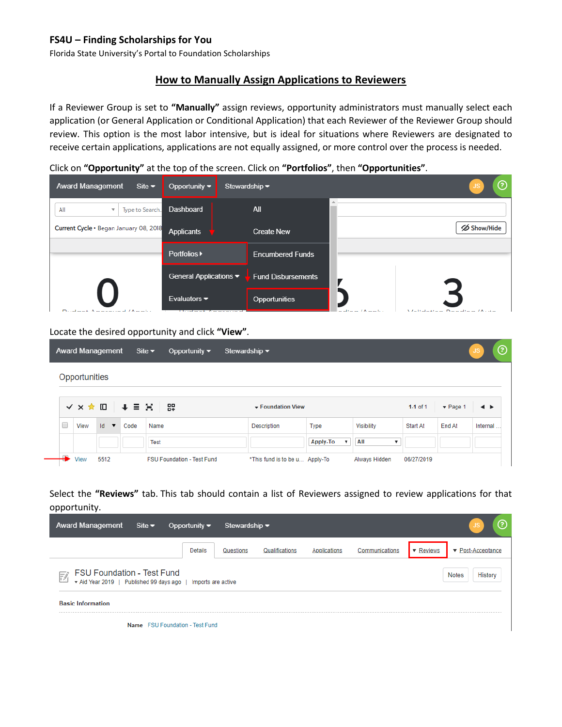**FS4U – Finding Scholarships for You**

Florida State University's Portal to Foundation Scholarships

## How to Manually Assign Applications to Reviewers

If a Reviewer Group is set to **"Manually"** assign reviews, opportunity administrators must manually select each application (or General Application or Conditional Application) that each Reviewer of the Reviewer Group should review. This option is the most labor intensive, but is ideal for situations where Reviewers are designated to receive certain applications, applications are not equally assigned, or more control over the process is needed.

Click on **"Opportunity"** at the top of the screen. Click on **"Portfolios"**, then **"Opportunities"**.

Locate the desired opportunity and click **"View"**.

Select the **"Reviews"** tab. This tab should contain a list of Reviewers assigned to review applications for that opportunity.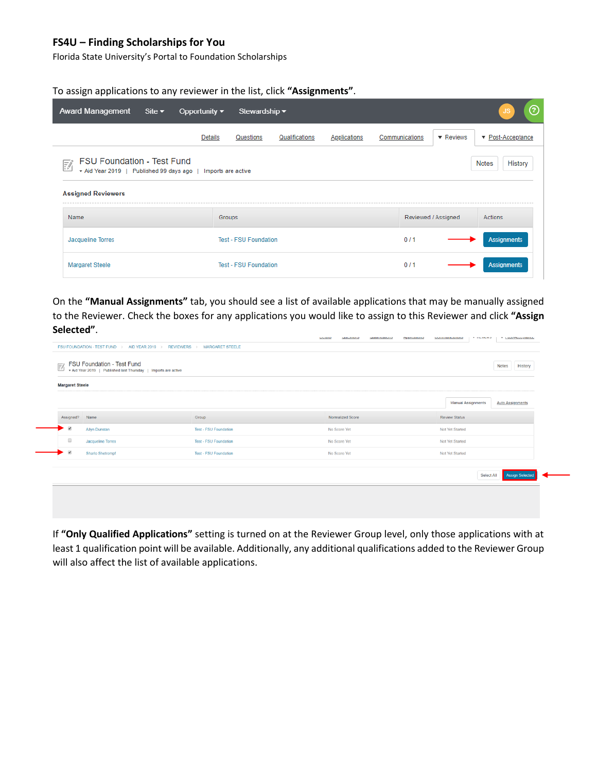**FS4U – Finding Scholarships for You**

Florida State University's Portal to Foundation Scholarships

To assign applications to any reviewer in the list, click **"Assignments"**.

Award Management  Site  Opportunity  Stewardship  JS

Details  Questions  Qualifications  Applications  Communications  Reviews  Post-Acceptance

FSU Foundation - Test Fund

Aid Year 2019 | Published 99 days ago | Imports are active

Notes  History

**Assigned Reviewers**

| Name | Groups | Reviewed / Assigned | Actions |
|---|---|---|---|
| Jacqueline Torres | Test - FSU Foundation | 0 / 1 | Assignments |
| Margaret Steele | Test - FSU Foundation | 0 / 1 | Assignments |

On the **"Manual Assignments"** tab, you should see a list of available applications that may be manually assigned to the Reviewer. Check the boxes for any applications you would like to assign to this Reviewer and click **"Assign Selected"**.

FSU FOUNDATION - TEST FUND > AID YEAR 2019 > REVIEWERS > MARGARET STEELE

FSU Foundation - Test Fund

Aid Year 2019 | Published last Thursday | Imports are active

Notes  History

**Margaret Steele**

Manual Assignments  Auto Assignments

| Assigned? | Name | Group | Normalized Score | Review Status |
|---|---|---|---|---|
| ☑ | Allyn Dunstan | Test - FSU Foundation | No Score Yet | Not Yet Started |
| ☐ | Jacqueline Torres | Test - FSU Foundation | No Score Yet | Not Yet Started |
| ☑ | Sharlo Shetrompf | Test - FSU Foundation | No Score Yet | Not Yet Started |

Select All  Assign Selected

If **"Only Qualified Applications"** setting is turned on at the Reviewer Group level, only those applications with at least 1 qualification point will be available. Additionally, any additional qualifications added to the Reviewer Group will also affect the list of available applications.